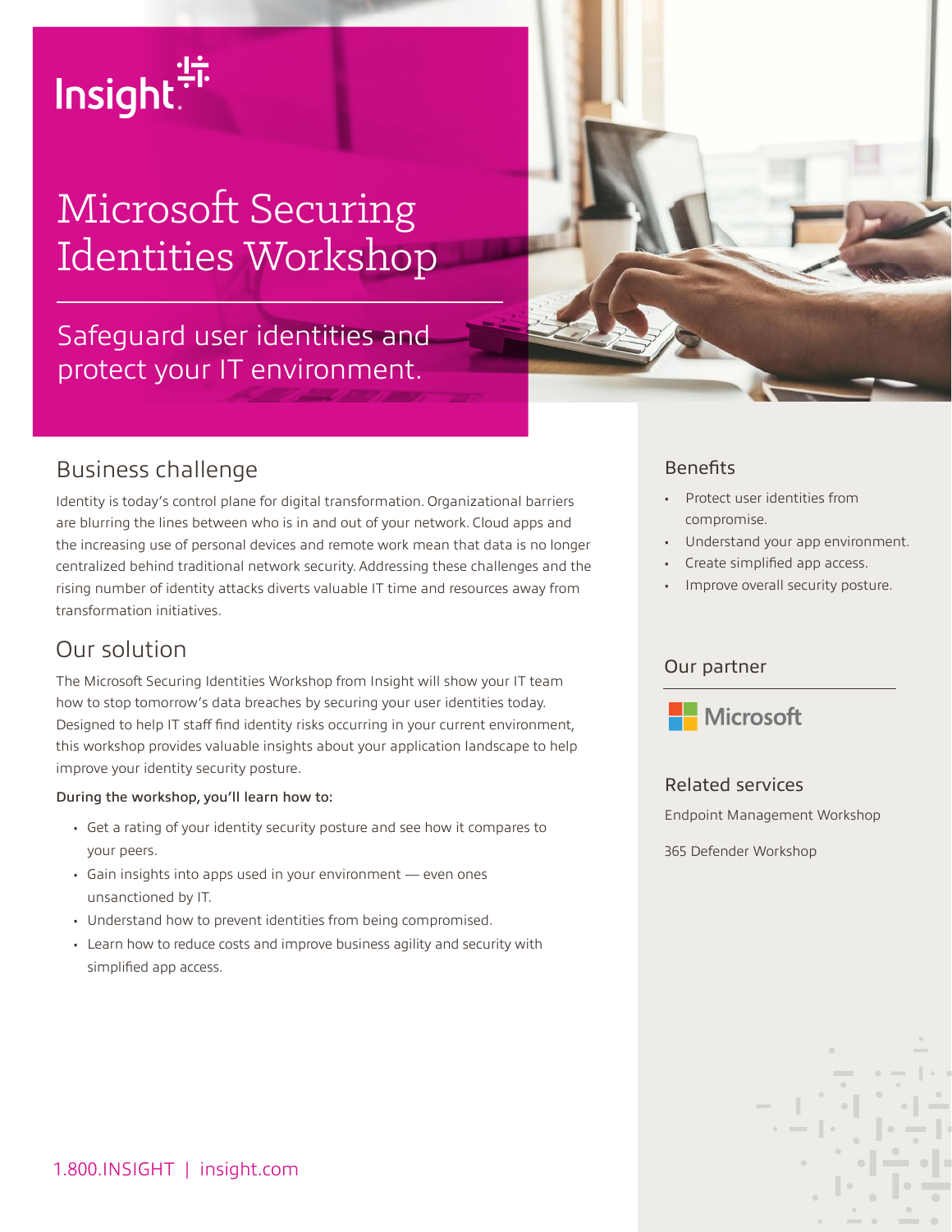Insight

# Microsoft Securing Identities Workshop

Safeguard user identities and protect your IT environment.

## Business challenge

Identity is today's control plane for digital transformation. Organizational barriers are blurring the lines between who is in and out of your network. Cloud apps and the increasing use of personal devices and remote work mean that data is no longer centralized behind traditional network security. Addressing these challenges and the rising number of identity attacks diverts valuable IT time and resources away from transformation initiatives.

## Our solution

The Microsoft Securing Identities Workshop from Insight will show your IT team how to stop tomorrow's data breaches by securing your user identities today. Designed to help IT staff find identity risks occurring in your current environment, this workshop provides valuable insights about your application landscape to help improve your identity security posture.

**During the workshop, you'll learn how to:**

- Get a rating of your identity security posture and see how it compares to your peers.
- Gain insights into apps used in your environment — even ones unsanctioned by IT.
- Understand how to prevent identities from being compromised.
- Learn how to reduce costs and improve business agility and security with simplified app access.

## Benefits

- Protect user identities from compromise.
- Understand your app environment.
- Create simplified app access.
- Improve overall security posture.

## Our partner

Microsoft

## Related services

Endpoint Management Workshop

365 Defender Workshop

1.800.INSIGHT | insight.com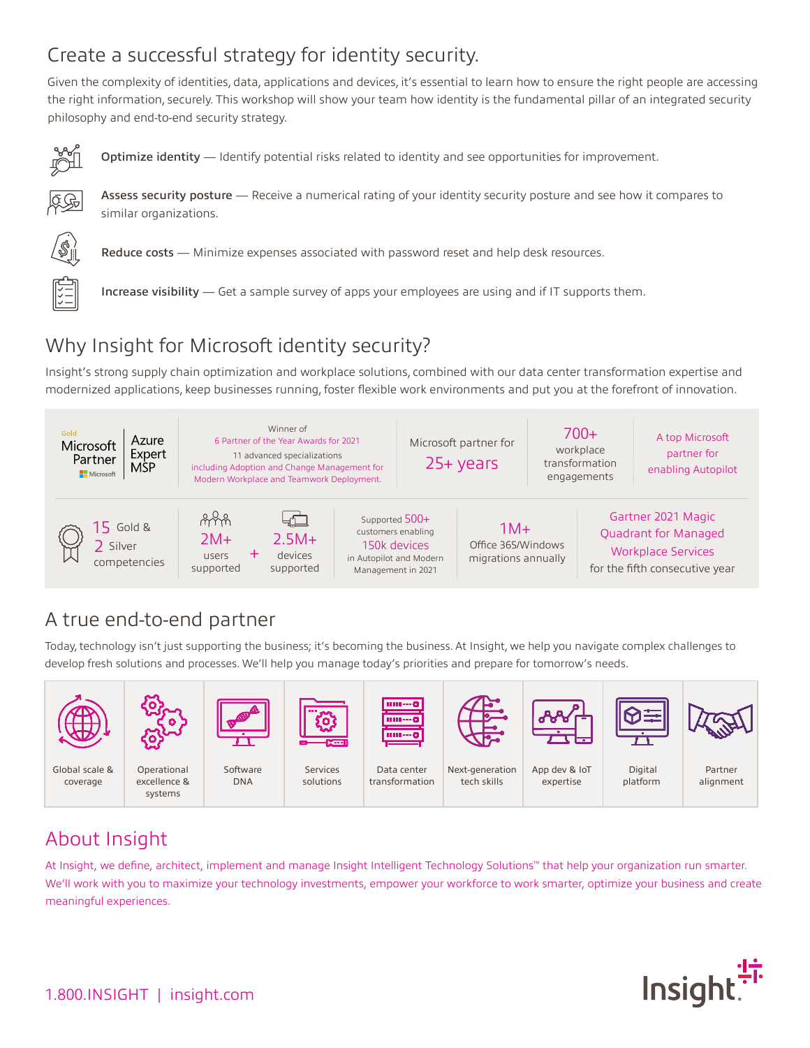## Create a successful strategy for identity security.

Given the complexity of identities, data, applications and devices, it's essential to learn how to ensure the right people are accessing the right information, securely. This workshop will show your team how identity is the fundamental pillar of an integrated security philosophy and end-to-end security strategy.

**Optimize identity** — Identify potential risks related to identity and see opportunities for improvement.

**Assess security posture** — Receive a numerical rating of your identity security posture and see how it compares to similar organizations.

**Reduce costs** — Minimize expenses associated with password reset and help desk resources.

**Increase visibility** — Get a sample survey of apps your employees are using and if IT supports them.

## Why Insight for Microsoft identity security?

Insight's strong supply chain optimization and workplace solutions, combined with our data center transformation expertise and modernized applications, keep businesses running, foster flexible work environments and put you at the forefront of innovation.

Gold Microsoft Partner | Azure Expert MSP

Winner of 6 Partner of the Year Awards for 2021
11 advanced specializations including Adoption and Change Management for Modern Workplace and Teamwork Deployment.

Microsoft partner for 25+ years

700+ workplace transformation engagements

A top Microsoft partner for enabling Autopilot

15 Gold & 2 Silver competencies

2M+ users supported + 2.5M+ devices supported

Supported 500+ customers enabling 150k devices in Autopilot and Modern Management in 2021

1M+ Office 365/Windows migrations annually

Gartner 2021 Magic Quadrant for Managed Workplace Services for the fifth consecutive year

## A true end-to-end partner

Today, technology isn't just supporting the business; it's becoming the business. At Insight, we help you navigate complex challenges to develop fresh solutions and processes. We'll help you manage today's priorities and prepare for tomorrow's needs.

- Global scale & coverage
- Operational excellence & systems
- Software DNA
- Services solutions
- Data center transformation
- Next-generation tech skills
- App dev & IoT expertise
- Digital platform
- Partner alignment

## About Insight

At Insight, we define, architect, implement and manage Insight Intelligent Technology Solutions™ that help your organization run smarter. We'll work with you to maximize your technology investments, empower your workforce to work smarter, optimize your business and create meaningful experiences.

1.800.INSIGHT | insight.com

Insight